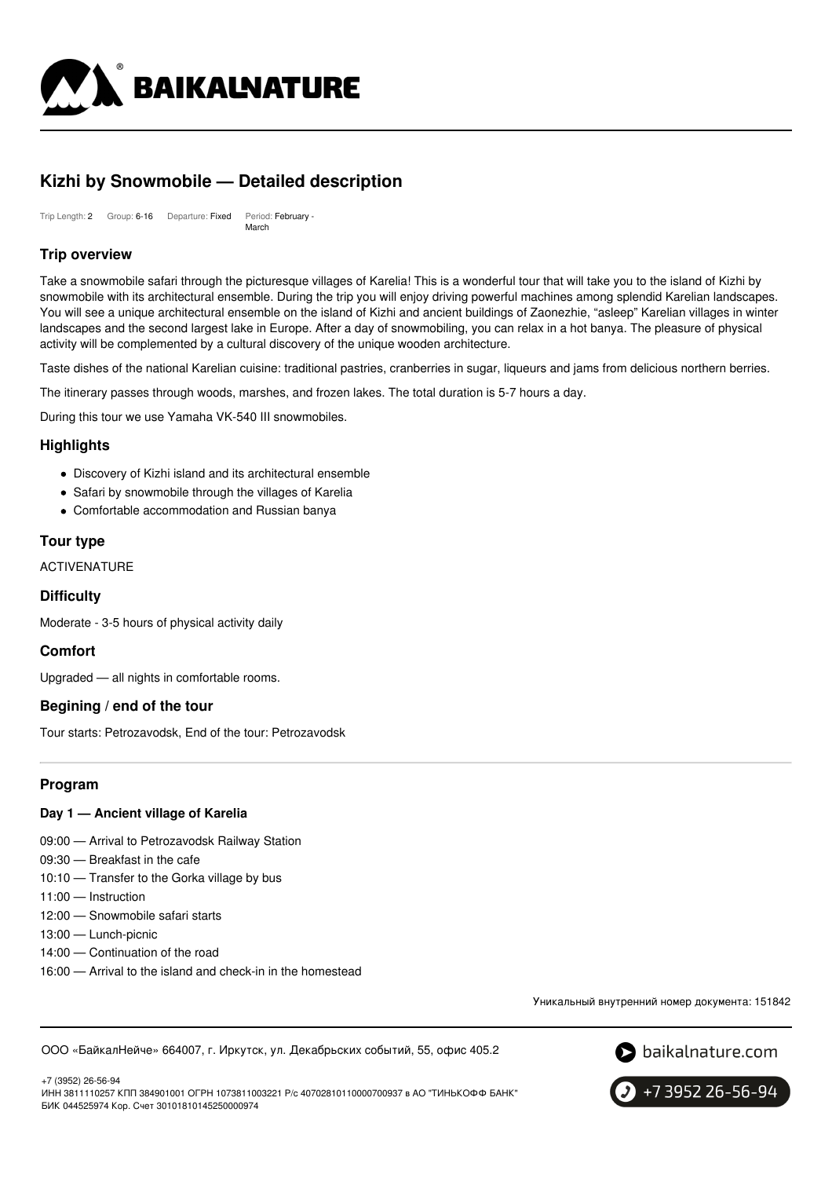# Kizhi by Snowmobile — Detailed description

Trip Length: 2 Group: 6-16 Departure: Fixed Period: February - March

## Trip overview

Take a snowmobile safari through the picturesque villages of Karelia! This is a wonderful tour that will take you to the island of Kizhi by snowmobile with its architectural ensemble. During the trip you will enjoy driving powerful machines among splendid Karelian landscapes. You will see a unique architectural ensemble on the island of Kizhi and ancient buildings of Zaonezhie, "asleep" Karelian villages in winter landscapes and the second largest lake in Europe. After a day of snowmobiling, you can relax in a hot banya. The pleasure of physical activity will be complemented by a cultural discovery of the unique wooden architecture.

Taste dishes of the national Karelian cuisine: traditional pastries, cranberries in sugar, liqueurs and jams from delicious northern berries.

The itinerary passes through woods, marshes, and frozen lakes. The total duration is 5-7 hours a day.

During this tour we use Yamaha VK-540 III snowmobiles.

## Highlights

- Discovery of Kizhi island and its architectural ensemble
- Safari by snowmobile through the villages of Karelia
- Comfortable accommodation and Russian banya

## Tour type

ACTIVENATURE

## Difficulty

Moderate - 3-5 hours of physical activity daily

## Comfort

Upgraded — all nights in comfortable rooms.

## Begining / end of the tour

Tour starts: Petrozavodsk, End of the tour: Petrozavodsk

## Program

### Day 1 — Ancient village of Karelia

09:00 — Arrival to Petrozavodsk Railway Station
09:30 — Breakfast in the cafe
10:10 — Transfer to the Gorka village by bus
11:00 — Instruction
12:00 — Snowmobile safari starts
13:00 — Lunch-picnic
14:00 — Continuation of the road
16:00 — Arrival to the island and check-in in the homestead

Уникальный внутренний номер документа: 151842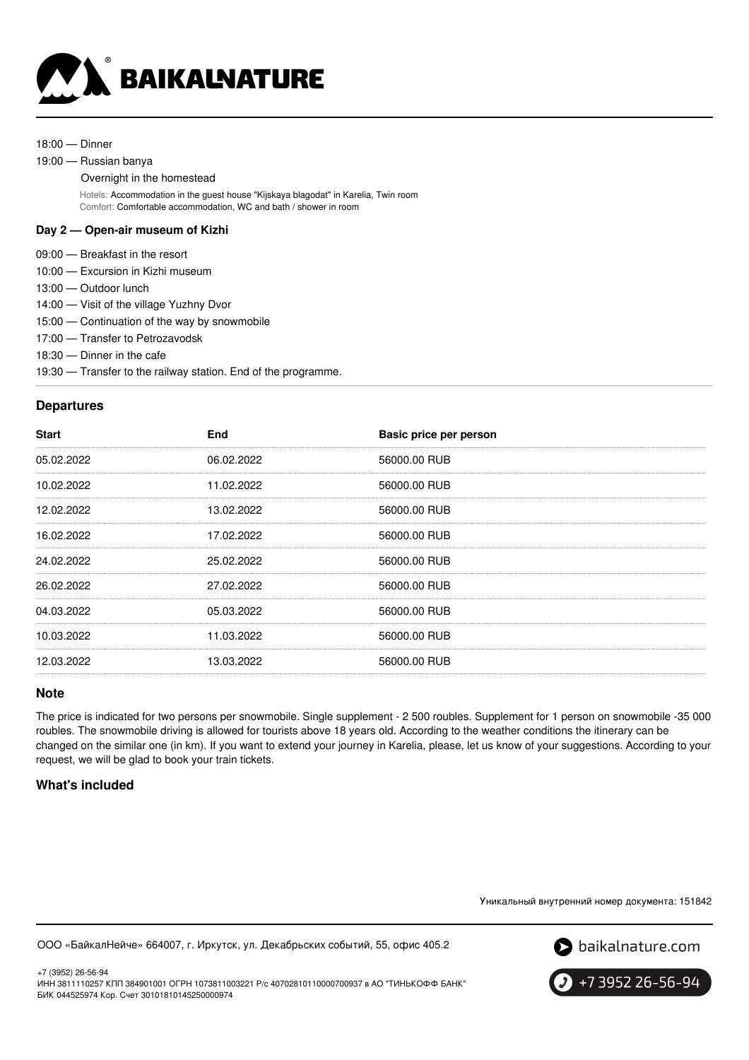18:00 — Dinner

19:00 — Russian banya

Overnight in the homestead

Hotels: Accommodation in the guest house "Kijskaya blagodat" in Karelia, Twin room
Comfort: Comfortable accommodation, WC and bath / shower in room

**Day 2 — Open-air museum of Kizhi**

09:00 — Breakfast in the resort

10:00 — Excursion in Kizhi museum

13:00 — Outdoor lunch

14:00 — Visit of the village Yuzhny Dvor

15:00 — Continuation of the way by snowmobile

17:00 — Transfer to Petrozavodsk

18:30 — Dinner in the cafe

19:30 — Transfer to the railway station. End of the programme.

## Departures

| Start | End | Basic price per person |
| --- | --- | --- |
| 05.02.2022 | 06.02.2022 | 56000.00 RUB |
| 10.02.2022 | 11.02.2022 | 56000.00 RUB |
| 12.02.2022 | 13.02.2022 | 56000.00 RUB |
| 16.02.2022 | 17.02.2022 | 56000.00 RUB |
| 24.02.2022 | 25.02.2022 | 56000.00 RUB |
| 26.02.2022 | 27.02.2022 | 56000.00 RUB |
| 04.03.2022 | 05.03.2022 | 56000.00 RUB |
| 10.03.2022 | 11.03.2022 | 56000.00 RUB |
| 12.03.2022 | 13.03.2022 | 56000.00 RUB |

## Note

The price is indicated for two persons per snowmobile. Single supplement - 2 500 roubles. Supplement for 1 person on snowmobile -35 000 roubles. The snowmobile driving is allowed for tourists above 18 years old. According to the weather conditions the itinerary can be changed on the similar one (in km). If you want to extend your journey in Karelia, please, let us know of your suggestions. According to your request, we will be glad to book your train tickets.

## What's included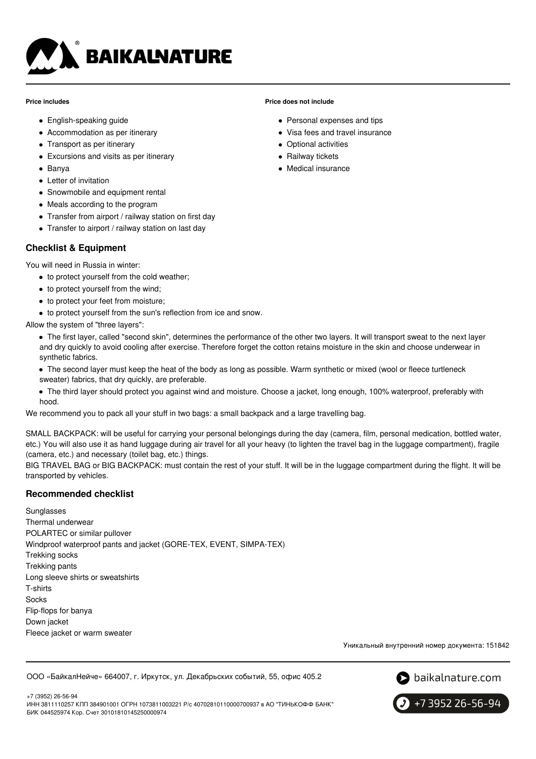**Price includes**

- English-speaking guide
- Accommodation as per itinerary
- Transport as per itinerary
- Excursions and visits as per itinerary
- Banya
- Letter of invitation
- Snowmobile and equipment rental
- Meals according to the program
- Transfer from airport / railway station on first day
- Transfer to airport / railway station on last day

**Price does not include**

- Personal expenses and tips
- Visa fees and travel insurance
- Optional activities
- Railway tickets
- Medical insurance

## Checklist & Equipment

You will need in Russia in winter:

- to protect yourself from the cold weather;
- to protect yourself from the wind;
- to protect your feet from moisture;
- to protect yourself from the sun's reflection from ice and snow.

Allow the system of "three layers":

- The first layer, called "second skin", determines the performance of the other two layers. It will transport sweat to the next layer and dry quickly to avoid cooling after exercise. Therefore forget the cotton retains moisture in the skin and choose underwear in synthetic fabrics.
- The second layer must keep the heat of the body as long as possible. Warm synthetic or mixed (wool or fleece turtleneck sweater) fabrics, that dry quickly, are preferable.
- The third layer should protect you against wind and moisture. Choose a jacket, long enough, 100% waterproof, preferably with hood.

We recommend you to pack all your stuff in two bags: a small backpack and a large travelling bag.

SMALL BACKPACK: will be useful for carrying your personal belongings during the day (camera, film, personal medication, bottled water, etc.) You will also use it as hand luggage during air travel for all your heavy (to lighten the travel bag in the luggage compartment), fragile (camera, etc.) and necessary (toilet bag, etc.) things.

BIG TRAVEL BAG or BIG BACKPACK: must contain the rest of your stuff. It will be in the luggage compartment during the flight. It will be transported by vehicles.

## Recommended checklist

Sunglasses
Thermal underwear
POLARTEC or similar pullover
Windproof waterproof pants and jacket (GORE-TEX, EVENT, SIMPA-TEX)
Trekking socks
Trekking pants
Long sleeve shirts or sweatshirts
T-shirts
Socks
Flip-flops for banya
Down jacket
Fleece jacket or warm sweater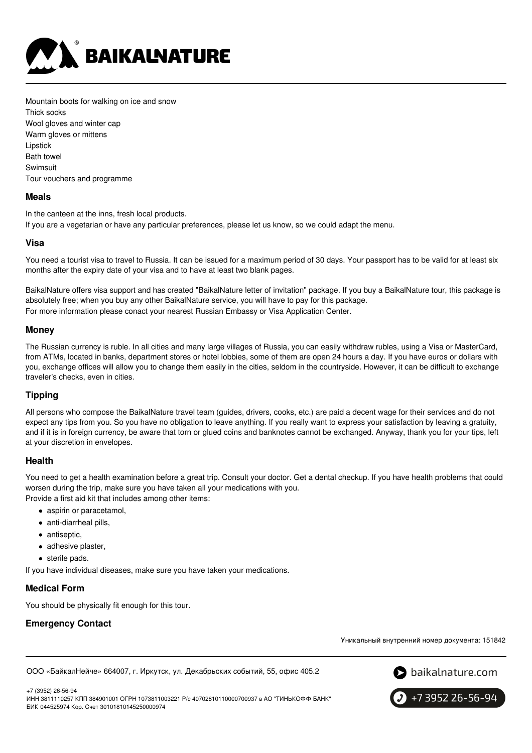Mountain boots for walking on ice and snow
Thick socks
Wool gloves and winter cap
Warm gloves or mittens
Lipstick
Bath towel
Swimsuit
Tour vouchers and programme

### Meals

In the canteen at the inns, fresh local products.
If you are a vegetarian or have any particular preferences, please let us know, so we could adapt the menu.

### Visa

You need a tourist visa to travel to Russia. It can be issued for a maximum period of 30 days. Your passport has to be valid for at least six months after the expiry date of your visa and to have at least two blank pages.

BaikalNature offers visa support and has created "BaikalNature letter of invitation" package. If you buy a BaikalNature tour, this package is absolutely free; when you buy any other BaikalNature service, you will have to pay for this package.
For more information please conact your nearest Russian Embassy or Visa Application Center.

### Money

The Russian currency is ruble. In all cities and many large villages of Russia, you can easily withdraw rubles, using a Visa or MasterCard, from ATMs, located in banks, department stores or hotel lobbies, some of them are open 24 hours a day. If you have euros or dollars with you, exchange offices will allow you to change them easily in the cities, seldom in the countryside. However, it can be difficult to exchange traveler's checks, even in cities.

### Tipping

All persons who compose the BaikalNature travel team (guides, drivers, cooks, etc.) are paid a decent wage for their services and do not expect any tips from you. So you have no obligation to leave anything. If you really want to express your satisfaction by leaving a gratuity, and if it is in foreign currency, be aware that torn or glued coins and banknotes cannot be exchanged. Anyway, thank you for your tips, left at your discretion in envelopes.

### Health

You need to get a health examination before a great trip. Consult your doctor. Get a dental checkup. If you have health problems that could worsen during the trip, make sure you have taken all your medications with you.
Provide a first aid kit that includes among other items:

- aspirin or paracetamol,
- anti-diarrheal pills,
- antiseptic,
- adhesive plaster,
- sterile pads.

If you have individual diseases, make sure you have taken your medications.

### Medical Form

You should be physically fit enough for this tour.

### Emergency Contact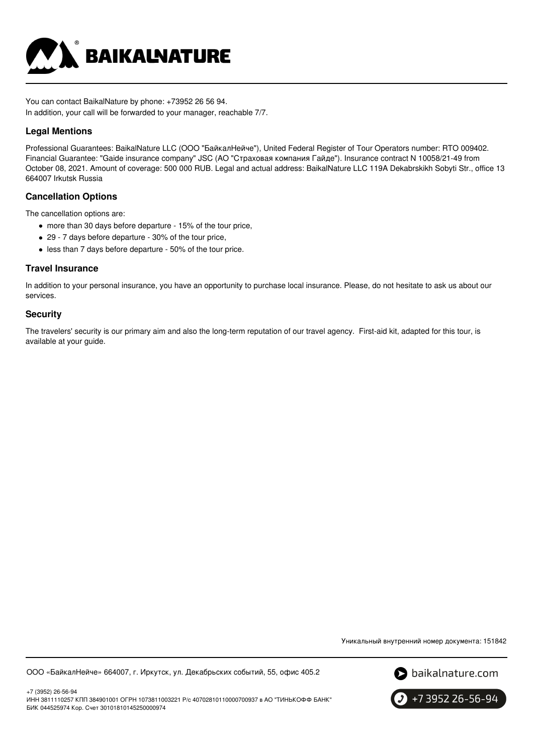You can contact BaikalNature by phone: +73952 26 56 94.
In addition, your call will be forwarded to your manager, reachable 7/7.

### Legal Mentions

Professional Guarantees: BaikalNature LLC (ООО "БайкалНейче"), United Federal Register of Tour Operators number: RTO 009402. Financial Guarantee: "Gaide insurance company" JSC (АО "Страховая компания Гайде"). Insurance contract N 10058/21-49 from October 08, 2021. Amount of coverage: 500 000 RUB. Legal and actual address: BaikalNature LLC 119A Dekabrskikh Sobyti Str., office 13 664007 Irkutsk Russia

### Cancellation Options

The cancellation options are:

- more than 30 days before departure - 15% of the tour price,
- 29 - 7 days before departure - 30% of the tour price,
- less than 7 days before departure - 50% of the tour price.

### Travel Insurance

In addition to your personal insurance, you have an opportunity to purchase local insurance. Please, do not hesitate to ask us about our services.

### Security

The travelers' security is our primary aim and also the long-term reputation of our travel agency. First-aid kit, adapted for this tour, is available at your guide.

Уникальный внутренний номер документа: 151842